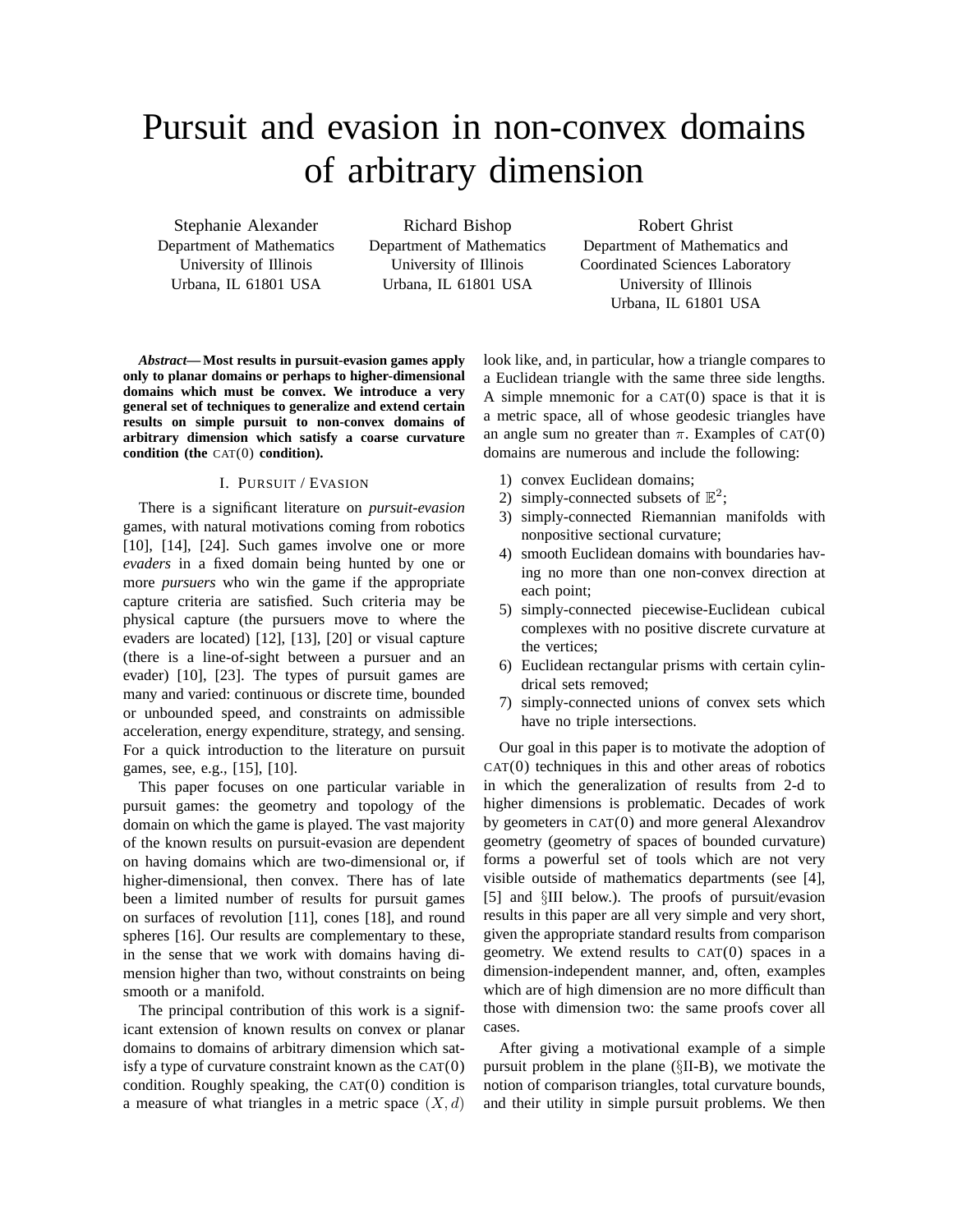# Pursuit and evasion in non-convex domains of arbitrary dimension

Stephanie Alexander
Department of Mathematics
University of Illinois
Urbana, IL 61801 USA

Richard Bishop
Department of Mathematics
University of Illinois
Urbana, IL 61801 USA

Robert Ghrist
Department of Mathematics and
Coordinated Sciences Laboratory
University of Illinois
Urbana, IL 61801 USA

***Abstract*— Most results in pursuit-evasion games apply only to planar domains or perhaps to higher-dimensional domains which must be convex. We introduce a very general set of techniques to generalize and extend certain results on simple pursuit to non-convex domains of arbitrary dimension which satisfy a coarse curvature condition (the CAT(0) condition).**

## I. Pursuit / Evasion

There is a significant literature on *pursuit-evasion* games, with natural motivations coming from robotics [10], [14], [24]. Such games involve one or more *evaders* in a fixed domain being hunted by one or more *pursuers* who win the game if the appropriate capture criteria are satisfied. Such criteria may be physical capture (the pursuers move to where the evaders are located) [12], [13], [20] or visual capture (there is a line-of-sight between a pursuer and an evader) [10], [23]. The types of pursuit games are many and varied: continuous or discrete time, bounded or unbounded speed, and constraints on admissible acceleration, energy expenditure, strategy, and sensing. For a quick introduction to the literature on pursuit games, see, e.g., [15], [10].

This paper focuses on one particular variable in pursuit games: the geometry and topology of the domain on which the game is played. The vast majority of the known results on pursuit-evasion are dependent on having domains which are two-dimensional or, if higher-dimensional, then convex. There has of late been a limited number of results for pursuit games on surfaces of revolution [11], cones [18], and round spheres [16]. Our results are complementary to these, in the sense that we work with domains having dimension higher than two, without constraints on being smooth or a manifold.

The principal contribution of this work is a significant extension of known results on convex or planar domains to domains of arbitrary dimension which satisfy a type of curvature constraint known as the CAT(0) condition. Roughly speaking, the CAT(0) condition is a measure of what triangles in a metric space $(X, d)$ look like, and, in particular, how a triangle compares to a Euclidean triangle with the same three side lengths. A simple mnemonic for a CAT(0) space is that it is a metric space, all of whose geodesic triangles have an angle sum no greater than $\pi$. Examples of CAT(0) domains are numerous and include the following:

1) convex Euclidean domains;
2) simply-connected subsets of $\mathbb{E}^2$;
3) simply-connected Riemannian manifolds with nonpositive sectional curvature;
4) smooth Euclidean domains with boundaries having no more than one non-convex direction at each point;
5) simply-connected piecewise-Euclidean cubical complexes with no positive discrete curvature at the vertices;
6) Euclidean rectangular prisms with certain cylindrical sets removed;
7) simply-connected unions of convex sets which have no triple intersections.

Our goal in this paper is to motivate the adoption of CAT(0) techniques in this and other areas of robotics in which the generalization of results from 2-d to higher dimensions is problematic. Decades of work by geometers in CAT(0) and more general Alexandrov geometry (geometry of spaces of bounded curvature) forms a powerful set of tools which are not very visible outside of mathematics departments (see [4], [5] and §III below.). The proofs of pursuit/evasion results in this paper are all very simple and very short, given the appropriate standard results from comparison geometry. We extend results to CAT(0) spaces in a dimension-independent manner, and, often, examples which are of high dimension are no more difficult than those with dimension two: the same proofs cover all cases.

After giving a motivational example of a simple pursuit problem in the plane (§II-B), we motivate the notion of comparison triangles, total curvature bounds, and their utility in simple pursuit problems. We then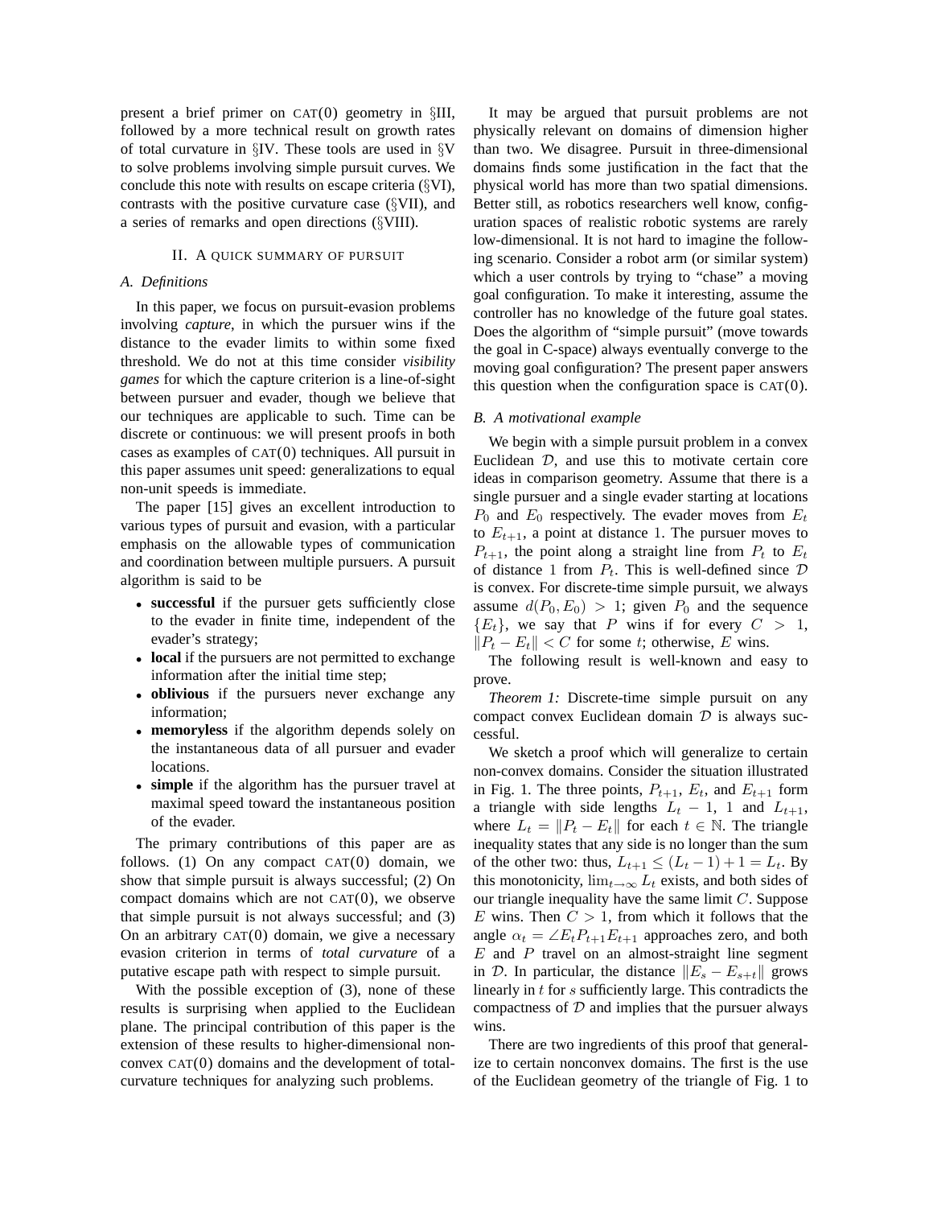present a brief primer on CAT(0) geometry in §III, followed by a more technical result on growth rates of total curvature in §IV. These tools are used in §V to solve problems involving simple pursuit curves. We conclude this note with results on escape criteria (§VI), contrasts with the positive curvature case (§VII), and a series of remarks and open directions (§VIII).

## II. A quick summary of pursuit

### A. Definitions

In this paper, we focus on pursuit-evasion problems involving *capture*, in which the pursuer wins if the distance to the evader limits to within some fixed threshold. We do not at this time consider *visibility games* for which the capture criterion is a line-of-sight between pursuer and evader, though we believe that our techniques are applicable to such. Time can be discrete or continuous: we will present proofs in both cases as examples of CAT(0) techniques. All pursuit in this paper assumes unit speed: generalizations to equal non-unit speeds is immediate.

The paper [15] gives an excellent introduction to various types of pursuit and evasion, with a particular emphasis on the allowable types of communication and coordination between multiple pursuers. A pursuit algorithm is said to be

- **successful** if the pursuer gets sufficiently close to the evader in finite time, independent of the evader's strategy;
- **local** if the pursuers are not permitted to exchange information after the initial time step;
- **oblivious** if the pursuers never exchange any information;
- **memoryless** if the algorithm depends solely on the instantaneous data of all pursuer and evader locations.
- **simple** if the algorithm has the pursuer travel at maximal speed toward the instantaneous position of the evader.

The primary contributions of this paper are as follows. (1) On any compact CAT(0) domain, we show that simple pursuit is always successful; (2) On compact domains which are not CAT(0), we observe that simple pursuit is not always successful; and (3) On an arbitrary CAT(0) domain, we give a necessary evasion criterion in terms of *total curvature* of a putative escape path with respect to simple pursuit.

With the possible exception of (3), none of these results is surprising when applied to the Euclidean plane. The principal contribution of this paper is the extension of these results to higher-dimensional non-convex CAT(0) domains and the development of total-curvature techniques for analyzing such problems.

It may be argued that pursuit problems are not physically relevant on domains of dimension higher than two. We disagree. Pursuit in three-dimensional domains finds some justification in the fact that the physical world has more than two spatial dimensions. Better still, as robotics researchers well know, configuration spaces of realistic robotic systems are rarely low-dimensional. It is not hard to imagine the following scenario. Consider a robot arm (or similar system) which a user controls by trying to "chase" a moving goal configuration. To make it interesting, assume the controller has no knowledge of the future goal states. Does the algorithm of "simple pursuit" (move towards the goal in C-space) always eventually converge to the moving goal configuration? The present paper answers this question when the configuration space is CAT(0).

### B. A motivational example

We begin with a simple pursuit problem in a convex Euclidean $\mathcal{D}$, and use this to motivate certain core ideas in comparison geometry. Assume that there is a single pursuer and a single evader starting at locations $P_0$ and $E_0$ respectively. The evader moves from $E_t$ to $E_{t+1}$, a point at distance 1. The pursuer moves to $P_{t+1}$, the point along a straight line from $P_t$ to $E_t$ of distance 1 from $P_t$. This is well-defined since $\mathcal{D}$ is convex. For discrete-time simple pursuit, we always assume $d(P_0, E_0) > 1$; given $P_0$ and the sequence $\{E_t\}$, we say that $P$ wins if for every $C > 1$, $\|P_t - E_t\| < C$ for some $t$; otherwise, $E$ wins.

The following result is well-known and easy to prove.

*Theorem 1:* Discrete-time simple pursuit on any compact convex Euclidean domain $\mathcal{D}$ is always successful.

We sketch a proof which will generalize to certain non-convex domains. Consider the situation illustrated in Fig. 1. The three points, $P_{t+1}$, $E_t$, and $E_{t+1}$ form a triangle with side lengths $L_t - 1$, 1 and $L_{t+1}$, where $L_t = \|P_t - E_t\|$ for each $t \in \mathbb{N}$. The triangle inequality states that any side is no longer than the sum of the other two: thus, $L_{t+1} \leq (L_t - 1) + 1 = L_t$. By this monotonicity, $\lim_{t\to\infty} L_t$ exists, and both sides of our triangle inequality have the same limit $C$. Suppose $E$ wins. Then $C > 1$, from which it follows that the angle $\alpha_t = \angle E_t P_{t+1} E_{t+1}$ approaches zero, and both $E$ and $P$ travel on an almost-straight line segment in $\mathcal{D}$. In particular, the distance $\|E_s - E_{s+t}\|$ grows linearly in $t$ for $s$ sufficiently large. This contradicts the compactness of $\mathcal{D}$ and implies that the pursuer always wins.

There are two ingredients of this proof that generalize to certain nonconvex domains. The first is the use of the Euclidean geometry of the triangle of Fig. 1 to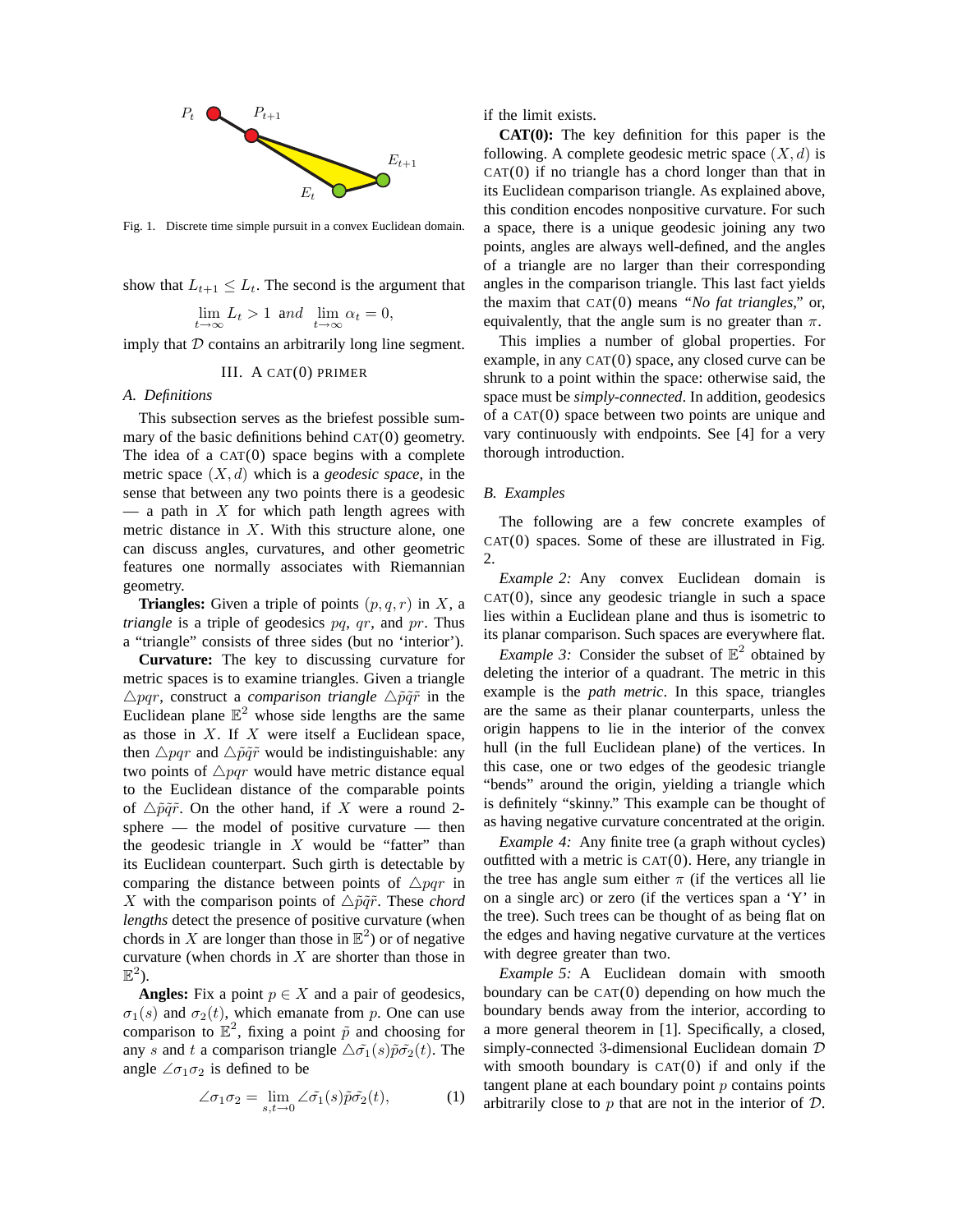Fig. 1. Discrete time simple pursuit in a convex Euclidean domain.

show that $L_{t+1} \leq L_t$. The second is the argument that

$$\lim_{t\to\infty} L_t > 1 \text{ and } \lim_{t\to\infty} \alpha_t = 0,$$

imply that $\mathcal{D}$ contains an arbitrarily long line segment.

## III. A CAT(0) PRIMER

### A. Definitions

This subsection serves as the briefest possible summary of the basic definitions behind CAT(0) geometry. The idea of a CAT(0) space begins with a complete metric space $(X, d)$ which is a *geodesic space*, in the sense that between any two points there is a geodesic — a path in $X$ for which path length agrees with metric distance in $X$. With this structure alone, one can discuss angles, curvatures, and other geometric features one normally associates with Riemannian geometry.

**Triangles:** Given a triple of points $(p, q, r)$ in $X$, a *triangle* is a triple of geodesics $pq$, $qr$, and $pr$. Thus a "triangle" consists of three sides (but no 'interior').

**Curvature:** The key to discussing curvature for metric spaces is to examine triangles. Given a triangle $\triangle pqr$, construct a *comparison triangle* $\triangle\tilde{p}\tilde{q}\tilde{r}$ in the Euclidean plane $\mathbb{E}^2$ whose side lengths are the same as those in $X$. If $X$ were itself a Euclidean space, then $\triangle pqr$ and $\triangle\tilde{p}\tilde{q}\tilde{r}$ would be indistinguishable: any two points of $\triangle pqr$ would have metric distance equal to the Euclidean distance of the comparable points of $\triangle\tilde{p}\tilde{q}\tilde{r}$. On the other hand, if $X$ were a round 2-sphere — the model of positive curvature — then the geodesic triangle in $X$ would be "fatter" than its Euclidean counterpart. Such girth is detectable by comparing the distance between points of $\triangle pqr$ in $X$ with the comparison points of $\triangle\tilde{p}\tilde{q}\tilde{r}$. These *chord lengths* detect the presence of positive curvature (when chords in $X$ are longer than those in $\mathbb{E}^2$) or of negative curvature (when chords in $X$ are shorter than those in $\mathbb{E}^2$).

**Angles:** Fix a point $p \in X$ and a pair of geodesics, $\sigma_1(s)$ and $\sigma_2(t)$, which emanate from $p$. One can use comparison to $\mathbb{E}^2$, fixing a point $\tilde{p}$ and choosing for any $s$ and $t$ a comparison triangle $\triangle\tilde{\sigma_1}(s)\tilde{p}\tilde{\sigma_2}(t)$. The angle $\angle\sigma_1\sigma_2$ is defined to be

$$\angle\sigma_1\sigma_2 = \lim_{s,t\to 0} \angle\tilde{\sigma_1}(s)\tilde{p}\tilde{\sigma_2}(t), \tag{1}$$

if the limit exists.

**CAT(0):** The key definition for this paper is the following. A complete geodesic metric space $(X, d)$ is CAT(0) if no triangle has a chord longer than that in its Euclidean comparison triangle. As explained above, this condition encodes nonpositive curvature. For such a space, there is a unique geodesic joining any two points, angles are always well-defined, and the angles of a triangle are no larger than their corresponding angles in the comparison triangle. This last fact yields the maxim that CAT(0) means *"No fat triangles,"* or, equivalently, that the angle sum is no greater than $\pi$.

This implies a number of global properties. For example, in any CAT(0) space, any closed curve can be shrunk to a point within the space: otherwise said, the space must be *simply-connected*. In addition, geodesics of a CAT(0) space between two points are unique and vary continuously with endpoints. See [4] for a very thorough introduction.

### B. Examples

The following are a few concrete examples of CAT(0) spaces. Some of these are illustrated in Fig. 2.

*Example 2:* Any convex Euclidean domain is CAT(0), since any geodesic triangle in such a space lies within a Euclidean plane and thus is isometric to its planar comparison. Such spaces are everywhere flat.

*Example 3:* Consider the subset of $\mathbb{E}^2$ obtained by deleting the interior of a quadrant. The metric in this example is the *path metric*. In this space, triangles are the same as their planar counterparts, unless the origin happens to lie in the interior of the convex hull (in the full Euclidean plane) of the vertices. In this case, one or two edges of the geodesic triangle "bends" around the origin, yielding a triangle which is definitely "skinny." This example can be thought of as having negative curvature concentrated at the origin.

*Example 4:* Any finite tree (a graph without cycles) outfitted with a metric is CAT(0). Here, any triangle in the tree has angle sum either $\pi$ (if the vertices all lie on a single arc) or zero (if the vertices span a 'Y' in the tree). Such trees can be thought of as being flat on the edges and having negative curvature at the vertices with degree greater than two.

*Example 5:* A Euclidean domain with smooth boundary can be CAT(0) depending on how much the boundary bends away from the interior, according to a more general theorem in [1]. Specifically, a closed, simply-connected 3-dimensional Euclidean domain $\mathcal{D}$ with smooth boundary is CAT(0) if and only if the tangent plane at each boundary point $p$ contains points arbitrarily close to $p$ that are not in the interior of $\mathcal{D}$.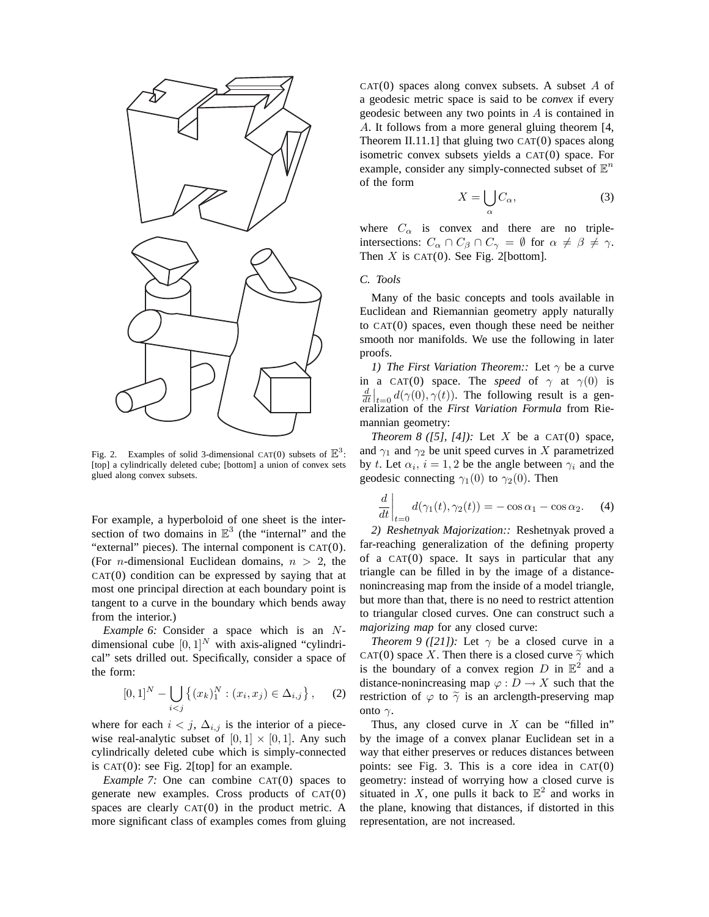Fig. 2. Examples of solid 3-dimensional CAT(0) subsets of $\mathbb{E}^3$: [top] a cylindrically deleted cube; [bottom] a union of convex sets glued along convex subsets.

For example, a hyperboloid of one sheet is the intersection of two domains in $\mathbb{E}^3$ (the "internal" and the "external" pieces). The internal component is CAT(0). (For $n$-dimensional Euclidean domains, $n > 2$, the CAT(0) condition can be expressed by saying that at most one principal direction at each boundary point is tangent to a curve in the boundary which bends away from the interior.)

*Example 6:* Consider a space which is an $N$-dimensional cube $[0,1]^N$ with axis-aligned "cylindrical" sets drilled out. Specifically, consider a space of the form:

$$[0,1]^N - \bigcup_{i<j} \left\{ (x_k)_1^N : (x_i, x_j) \in \Delta_{i,j} \right\}, \quad (2)$$

where for each $i < j$, $\Delta_{i,j}$ is the interior of a piecewise real-analytic subset of $[0,1] \times [0,1]$. Any such cylindrically deleted cube which is simply-connected is CAT(0): see Fig. 2[top] for an example.

*Example 7:* One can combine CAT(0) spaces to generate new examples. Cross products of CAT(0) spaces are clearly CAT(0) in the product metric. A more significant class of examples comes from gluing CAT(0) spaces along convex subsets. A subset $A$ of a geodesic metric space is said to be *convex* if every geodesic between any two points in $A$ is contained in $A$. It follows from a more general gluing theorem [4, Theorem II.11.1] that gluing two CAT(0) spaces along isometric convex subsets yields a CAT(0) space. For example, consider any simply-connected subset of $\mathbb{E}^n$ of the form

$$X = \bigcup_{\alpha} C_\alpha, \quad (3)$$

where $C_\alpha$ is convex and there are no triple-intersections: $C_\alpha \cap C_\beta \cap C_\gamma = \emptyset$ for $\alpha \neq \beta \neq \gamma$. Then $X$ is CAT(0). See Fig. 2[bottom].

### C. Tools

Many of the basic concepts and tools available in Euclidean and Riemannian geometry apply naturally to CAT(0) spaces, even though these need be neither smooth nor manifolds. We use the following in later proofs.

*1) The First Variation Theorem::* Let $\gamma$ be a curve in a CAT(0) space. The *speed* of $\gamma$ at $\gamma(0)$ is $\frac{d}{dt}\big|_{t=0} d(\gamma(0), \gamma(t))$. The following result is a generalization of the *First Variation Formula* from Riemannian geometry:

*Theorem 8 ([5], [4]):* Let $X$ be a CAT(0) space, and $\gamma_1$ and $\gamma_2$ be unit speed curves in $X$ parametrized by $t$. Let $\alpha_i$, $i = 1, 2$ be the angle between $\gamma_i$ and the geodesic connecting $\gamma_1(0)$ to $\gamma_2(0)$. Then

$$\frac{d}{dt}\bigg|_{t=0} d(\gamma_1(t), \gamma_2(t)) = -\cos\alpha_1 - \cos\alpha_2. \quad (4)$$

*2) Reshetnyak Majorization::* Reshetnyak proved a far-reaching generalization of the defining property of a CAT(0) space. It says in particular that any triangle can be filled in by the image of a distance-nonincreasing map from the inside of a model triangle, but more than that, there is no need to restrict attention to triangular closed curves. One can construct such a *majorizing map* for any closed curve:

*Theorem 9 ([21]):* Let $\gamma$ be a closed curve in a CAT(0) space $X$. Then there is a closed curve $\widetilde{\gamma}$ which is the boundary of a convex region $D$ in $\mathbb{E}^2$ and a distance-nonincreasing map $\varphi : D \to X$ such that the restriction of $\varphi$ to $\widetilde{\gamma}$ is an arclength-preserving map onto $\gamma$.

Thus, any closed curve in $X$ can be "filled in" by the image of a convex planar Euclidean set in a way that either preserves or reduces distances between points: see Fig. 3. This is a core idea in CAT(0) geometry: instead of worrying how a closed curve is situated in $X$, one pulls it back to $\mathbb{E}^2$ and works in the plane, knowing that distances, if distorted in this representation, are not increased.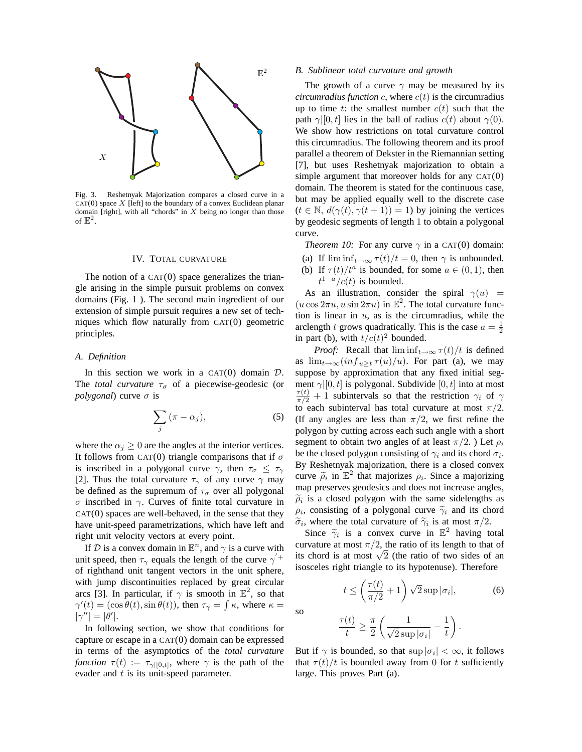Fig. 3. Reshetnyak Majorization compares a closed curve in a CAT(0) space $X$ [left] to the boundary of a convex Euclidean planar domain [right], with all "chords" in $X$ being no longer than those of $\mathbb{E}^2$.

## IV. Total curvature

The notion of a CAT(0) space generalizes the triangle arising in the simple pursuit problems on convex domains (Fig. 1 ). The second main ingredient of our extension of simple pursuit requires a new set of techniques which flow naturally from CAT(0) geometric principles.

### A. Definition

In this section we work in a CAT(0) domain $\mathcal{D}$. The *total curvature* $\tau_\sigma$ of a piecewise-geodesic (or *polygonal*) curve $\sigma$ is

$$\sum_j (\pi - \alpha_j), \tag{5}$$

where the $\alpha_j \geq 0$ are the angles at the interior vertices. It follows from CAT(0) triangle comparisons that if $\sigma$ is inscribed in a polygonal curve $\gamma$, then $\tau_\sigma \leq \tau_\gamma$ [2]. Thus the total curvature $\tau_\gamma$ of any curve $\gamma$ may be defined as the supremum of $\tau_\sigma$ over all polygonal $\sigma$ inscribed in $\gamma$. Curves of finite total curvature in CAT(0) spaces are well-behaved, in the sense that they have unit-speed parametrizations, which have left and right unit velocity vectors at every point.

If $\mathcal{D}$ is a convex domain in $\mathbb{E}^n$, and $\gamma$ is a curve with unit speed, then $\tau_\gamma$ equals the length of the curve $\gamma'^{+}$ of righthand unit tangent vectors in the unit sphere, with jump discontinuities replaced by great circular arcs [3]. In particular, if $\gamma$ is smooth in $\mathbb{E}^2$, so that $\gamma'(t) = (\cos\theta(t), \sin\theta(t))$, then $\tau_\gamma = \int \kappa$, where $\kappa = |\gamma''| = |\theta'|$.

In following section, we show that conditions for capture or escape in a CAT(0) domain can be expressed in terms of the asymptotics of the *total curvature function* $\tau(t) := \tau_{\gamma|[0,t]}$, where $\gamma$ is the path of the evader and $t$ is its unit-speed parameter.

### B. Sublinear total curvature and growth

The growth of a curve $\gamma$ may be measured by its *circumradius function* $c$, where $c(t)$ is the circumradius up to time $t$: the smallest number $c(t)$ such that the path $\gamma|[0,t]$ lies in the ball of radius $c(t)$ about $\gamma(0)$. We show how restrictions on total curvature control this circumradius. The following theorem and its proof parallel a theorem of Dekster in the Riemannian setting [7], but uses Reshetnyak majorization to obtain a simple argument that moreover holds for any CAT(0) domain. The theorem is stated for the continuous case, but may be applied equally well to the discrete case ($t \in \mathbb{N}$, $d(\gamma(t), \gamma(t+1)) = 1$) by joining the vertices by geodesic segments of length 1 to obtain a polygonal curve.

*Theorem 10:* For any curve $\gamma$ in a CAT(0) domain:

(a) If $\liminf_{t\to\infty} \tau(t)/t = 0$, then $\gamma$ is unbounded.

(b) If $\tau(t)/t^a$ is bounded, for some $a \in (0,1)$, then $t^{1-a}/c(t)$ is bounded.

As an illustration, consider the spiral $\gamma(u) = (u\cos 2\pi u, u \sin 2\pi u)$ in $\mathbb{E}^2$. The total curvature function is linear in $u$, as is the circumradius, while the arclength $t$ grows quadratically. This is the case $a = \frac{1}{2}$ in part (b), with $t/c(t)^2$ bounded.

*Proof:* Recall that $\liminf_{t\to\infty} \tau(t)/t$ is defined as $\lim_{t\to\infty}(inf_{u\geq t}\, \tau(u)/u)$. For part (a), we may suppose by approximation that any fixed initial segment $\gamma|[0,t]$ is polygonal. Subdivide $[0,t]$ into at most $\frac{\tau(t)}{\pi/2} + 1$ subintervals so that the restriction $\gamma_i$ of $\gamma$ to each subinterval has total curvature at most $\pi/2$. (If any angles are less than $\pi/2$, we first refine the polygon by cutting across each such angle with a short segment to obtain two angles of at least $\pi/2$. ) Let $\rho_i$ be the closed polygon consisting of $\gamma_i$ and its chord $\sigma_i$. By Reshetnyak majorization, there is a closed convex curve $\widetilde{\rho}_i$ in $\mathbb{E}^2$ that majorizes $\rho_i$. Since a majorizing map preserves geodesics and does not increase angles, $\widetilde{\rho}_i$ is a closed polygon with the same sidelengths as $\rho_i$, consisting of a polygonal curve $\widetilde{\gamma}_i$ and its chord $\widetilde{\sigma}_i$, where the total curvature of $\widetilde{\gamma}_i$ is at most $\pi/2$.

Since $\widetilde{\gamma}_i$ is a convex curve in $\mathbb{E}^2$ having total curvature at most $\pi/2$, the ratio of its length to that of its chord is at most $\sqrt{2}$ (the ratio of two sides of an isosceles right triangle to its hypotenuse). Therefore

$$t \leq \left(\frac{\tau(t)}{\pi/2} + 1\right)\sqrt{2}\sup|\sigma_i|, \tag{6}$$

so

$$\frac{\tau(t)}{t} \geq \frac{\pi}{2}\left(\frac{1}{\sqrt{2}\sup|\sigma_i|} - \frac{1}{t}\right).$$

But if $\gamma$ is bounded, so that $\sup|\sigma_i| < \infty$, it follows that $\tau(t)/t$ is bounded away from 0 for $t$ sufficiently large. This proves Part (a).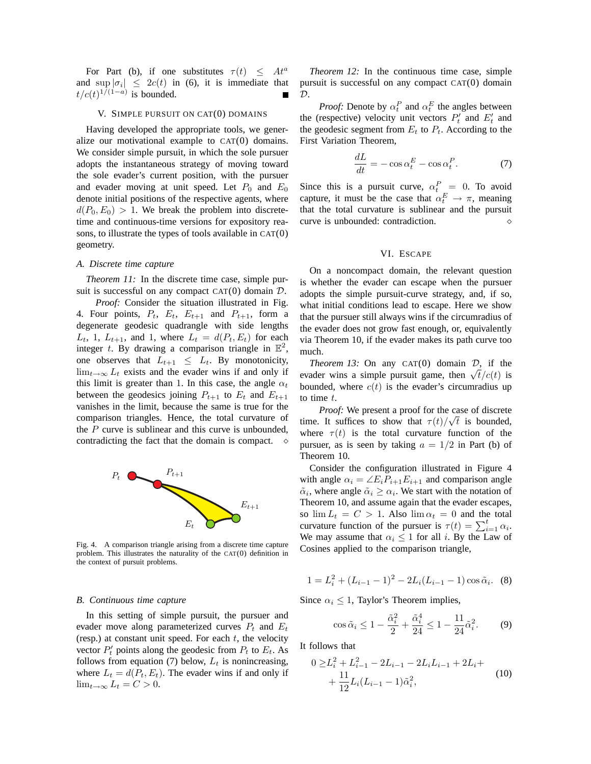For Part (b), if one substitutes $\tau(t) \le At^a$ and $\sup |\sigma_i| \le 2c(t)$ in (6), it is immediate that $t/c(t)^{1/(1-a)}$ is bounded. ■

## V. Simple pursuit on CAT(0) domains

Having developed the appropriate tools, we generalize our motivational example to CAT(0) domains. We consider simple pursuit, in which the sole pursuer adopts the instantaneous strategy of moving toward the sole evader's current position, with the pursuer and evader moving at unit speed. Let $P_0$ and $E_0$ denote initial positions of the respective agents, where $d(P_0, E_0) > 1$. We break the problem into discrete-time and continuous-time versions for expository reasons, to illustrate the types of tools available in CAT(0) geometry.

### A. Discrete time capture

*Theorem 11:* In the discrete time case, simple pursuit is successful on any compact CAT(0) domain $\mathcal{D}$.

*Proof:* Consider the situation illustrated in Fig. 4. Four points, $P_t$, $E_t$, $E_{t+1}$ and $P_{t+1}$, form a degenerate geodesic quadrangle with side lengths $L_t$, 1, $L_{t+1}$, and 1, where $L_t = d(P_t, E_t)$ for each integer $t$. By drawing a comparison triangle in $\mathbb{E}^2$, one observes that $L_{t+1} \le L_t$. By monotonicity, $\lim_{t\to\infty} L_t$ exists and the evader wins if and only if this limit is greater than 1. In this case, the angle $\alpha_t$ between the geodesics joining $P_{t+1}$ to $E_t$ and $E_{t+1}$ vanishes in the limit, because the same is true for the comparison triangles. Hence, the total curvature of the $P$ curve is sublinear and this curve is unbounded, contradicting the fact that the domain is compact. ◇

Fig. 4. A comparison triangle arising from a discrete time capture problem. This illustrates the naturality of the CAT(0) definition in the context of pursuit problems.

### B. Continuous time capture

In this setting of simple pursuit, the pursuer and evader move along parameterized curves $P_t$ and $E_t$ (resp.) at constant unit speed. For each $t$, the velocity vector $P_t'$ points along the geodesic from $P_t$ to $E_t$. As follows from equation (7) below, $L_t$ is nonincreasing, where $L_t = d(P_t, E_t)$. The evader wins if and only if $\lim_{t\to\infty} L_t = C > 0$.

*Theorem 12:* In the continuous time case, simple pursuit is successful on any compact CAT(0) domain $\mathcal{D}$.

*Proof:* Denote by $\alpha_t^P$ and $\alpha_t^E$ the angles between the (respective) velocity unit vectors $P_t'$ and $E_t'$ and the geodesic segment from $E_t$ to $P_t$. According to the First Variation Theorem,

$$\frac{dL}{dt} = -\cos\alpha_t^E - \cos\alpha_t^P. \tag{7}$$

Since this is a pursuit curve, $\alpha_t^P = 0$. To avoid capture, it must be the case that $\alpha_t^E \to \pi$, meaning that the total curvature is sublinear and the pursuit curve is unbounded: contradiction. ◇

## VI. Escape

On a noncompact domain, the relevant question is whether the evader can escape when the pursuer adopts the simple pursuit-curve strategy, and, if so, what initial conditions lead to escape. Here we show that the pursuer still always wins if the circumradius of the evader does not grow fast enough, or, equivalently via Theorem 10, if the evader makes its path curve too much.

*Theorem 13:* On any CAT(0) domain $\mathcal{D}$, if the evader wins a simple pursuit game, then $\sqrt{t}/c(t)$ is bounded, where $c(t)$ is the evader's circumradius up to time $t$.

*Proof:* We present a proof for the case of discrete time. It suffices to show that $\tau(t)/\sqrt{t}$ is bounded, where $\tau(t)$ is the total curvature function of the pursuer, as is seen by taking $a = 1/2$ in Part (b) of Theorem 10.

Consider the configuration illustrated in Figure 4 with angle $\alpha_i = \angle E_i P_{i+1} E_{i+1}$ and comparison angle $\tilde{\alpha}_i$, where angle $\tilde{\alpha}_i \ge \alpha_i$. We start with the notation of Theorem 10, and assume again that the evader escapes, so $\lim L_t = C > 1$. Also $\lim \alpha_t = 0$ and the total curvature function of the pursuer is $\tau(t) = \sum_{i=1}^{t} \alpha_i$. We may assume that $\alpha_i \le 1$ for all $i$. By the Law of Cosines applied to the comparison triangle,

$$1 = L_i^2 + (L_{i-1} - 1)^2 - 2L_i(L_{i-1} - 1)\cos\tilde{\alpha}_i. \tag{8}$$

Since $\alpha_i \le 1$, Taylor's Theorem implies,

$$\cos\tilde{\alpha}_i \le 1 - \frac{\tilde{\alpha}_i^2}{2} + \frac{\tilde{\alpha}_i^4}{24} \le 1 - \frac{11}{24}\tilde{\alpha}_i^2. \tag{9}$$

It follows that

$$\begin{aligned} 0 \ge & L_i^2 + L_{i-1}^2 - 2L_{i-1} - 2L_i L_{i-1} + 2L_i + \\ & + \frac{11}{12} L_i (L_{i-1} - 1)\tilde{\alpha}_i^2, \end{aligned} \tag{10}$$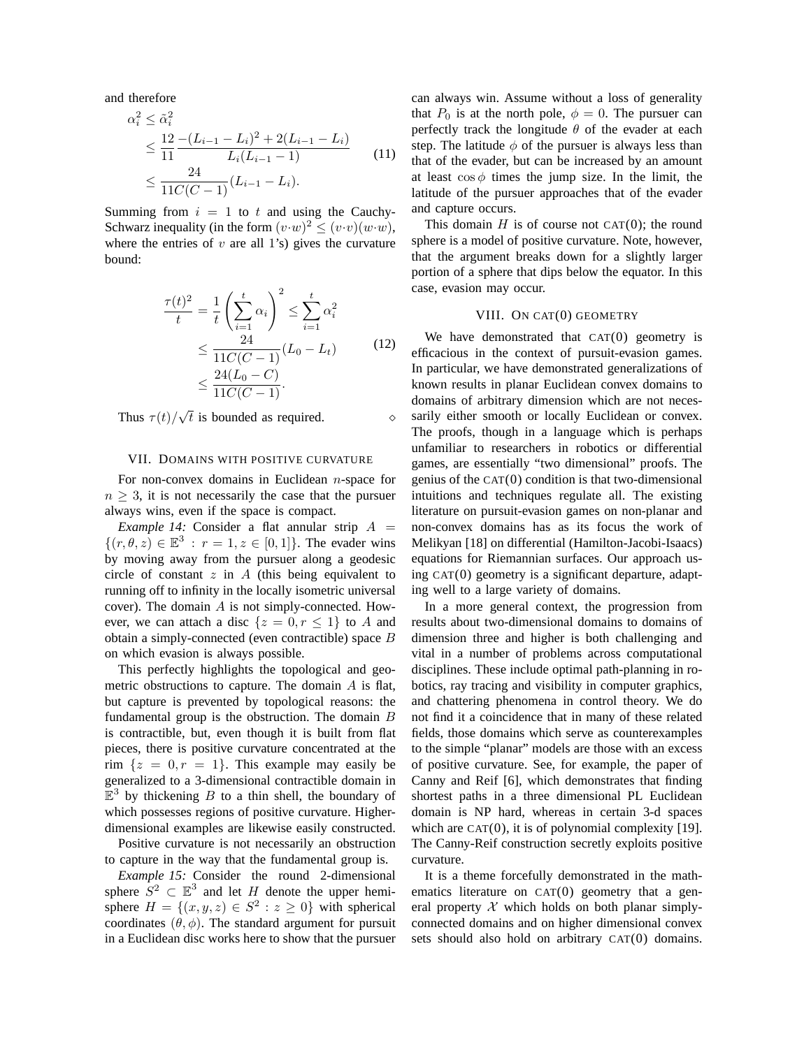and therefore

$$
\begin{aligned}
\alpha_i^2 &\leq \tilde{\alpha}_i^2 \\
&\leq \frac{12}{11} \frac{-(L_{i-1} - L_i)^2 + 2(L_{i-1} - L_i)}{L_i(L_{i-1} - 1)} \\
&\leq \frac{24}{11C(C-1)}(L_{i-1} - L_i).
\end{aligned} \tag{11}
$$

Summing from $i = 1$ to $t$ and using the Cauchy-Schwarz inequality (in the form $(v \cdot w)^2 \leq (v \cdot v)(w \cdot w)$, where the entries of $v$ are all 1's) gives the curvature bound:

$$
\begin{aligned}
\frac{\tau(t)^2}{t} &= \frac{1}{t}\left(\sum_{i=1}^{t} \alpha_i\right)^2 \leq \sum_{i=1}^{t} \alpha_i^2 \\
&\leq \frac{24}{11C(C-1)}(L_0 - L_t) \\
&\leq \frac{24(L_0 - C)}{11C(C-1)}.
\end{aligned} \tag{12}
$$

Thus $\tau(t)/\sqrt{t}$ is bounded as required. ⋄

## VII. Domains with positive curvature

For non-convex domains in Euclidean $n$-space for $n \geq 3$, it is not necessarily the case that the pursuer always wins, even if the space is compact.

*Example 14:* Consider a flat annular strip $A = \{(r, \theta, z) \in \mathbb{E}^3 : r = 1, z \in [0, 1]\}$. The evader wins by moving away from the pursuer along a geodesic circle of constant $z$ in $A$ (this being equivalent to running off to infinity in the locally isometric universal cover). The domain $A$ is not simply-connected. However, we can attach a disc $\{z = 0, r \leq 1\}$ to $A$ and obtain a simply-connected (even contractible) space $B$ on which evasion is always possible.

This perfectly highlights the topological and geometric obstructions to capture. The domain $A$ is flat, but capture is prevented by topological reasons: the fundamental group is the obstruction. The domain $B$ is contractible, but, even though it is built from flat pieces, there is positive curvature concentrated at the rim $\{z = 0, r = 1\}$. This example may easily be generalized to a 3-dimensional contractible domain in $\mathbb{E}^3$ by thickening $B$ to a thin shell, the boundary of which possesses regions of positive curvature. Higher-dimensional examples are likewise easily constructed.

Positive curvature is not necessarily an obstruction to capture in the way that the fundamental group is.

*Example 15:* Consider the round 2-dimensional sphere $S^2 \subset \mathbb{E}^3$ and let $H$ denote the upper hemisphere $H = \{(x, y, z) \in S^2 : z \geq 0\}$ with spherical coordinates $(\theta, \phi)$. The standard argument for pursuit in a Euclidean disc works here to show that the pursuer can always win. Assume without a loss of generality that $P_0$ is at the north pole, $\phi = 0$. The pursuer can perfectly track the longitude $\theta$ of the evader at each step. The latitude $\phi$ of the pursuer is always less than that of the evader, but can be increased by an amount at least $\cos\phi$ times the jump size. In the limit, the latitude of the pursuer approaches that of the evader and capture occurs.

This domain $H$ is of course not CAT(0); the round sphere is a model of positive curvature. Note, however, that the argument breaks down for a slightly larger portion of a sphere that dips below the equator. In this case, evasion may occur.

## VIII. On CAT(0) geometry

We have demonstrated that CAT(0) geometry is efficacious in the context of pursuit-evasion games. In particular, we have demonstrated generalizations of known results in planar Euclidean convex domains to domains of arbitrary dimension which are not necessarily either smooth or locally Euclidean or convex. The proofs, though in a language which is perhaps unfamiliar to researchers in robotics or differential games, are essentially "two dimensional" proofs. The genius of the CAT(0) condition is that two-dimensional intuitions and techniques regulate all. The existing literature on pursuit-evasion games on non-planar and non-convex domains has as its focus the work of Melikyan [18] on differential (Hamilton-Jacobi-Isaacs) equations for Riemannian surfaces. Our approach using CAT(0) geometry is a significant departure, adapting well to a large variety of domains.

In a more general context, the progression from results about two-dimensional domains to domains of dimension three and higher is both challenging and vital in a number of problems across computational disciplines. These include optimal path-planning in robotics, ray tracing and visibility in computer graphics, and chattering phenomena in control theory. We do not find it a coincidence that in many of these related fields, those domains which serve as counterexamples to the simple "planar" models are those with an excess of positive curvature. See, for example, the paper of Canny and Reif [6], which demonstrates that finding shortest paths in a three dimensional PL Euclidean domain is NP hard, whereas in certain 3-d spaces which are CAT(0), it is of polynomial complexity [19]. The Canny-Reif construction secretly exploits positive curvature.

It is a theme forcefully demonstrated in the mathematics literature on CAT(0) geometry that a general property $\mathcal{X}$ which holds on both planar simply-connected domains and on higher dimensional convex sets should also hold on arbitrary CAT(0) domains.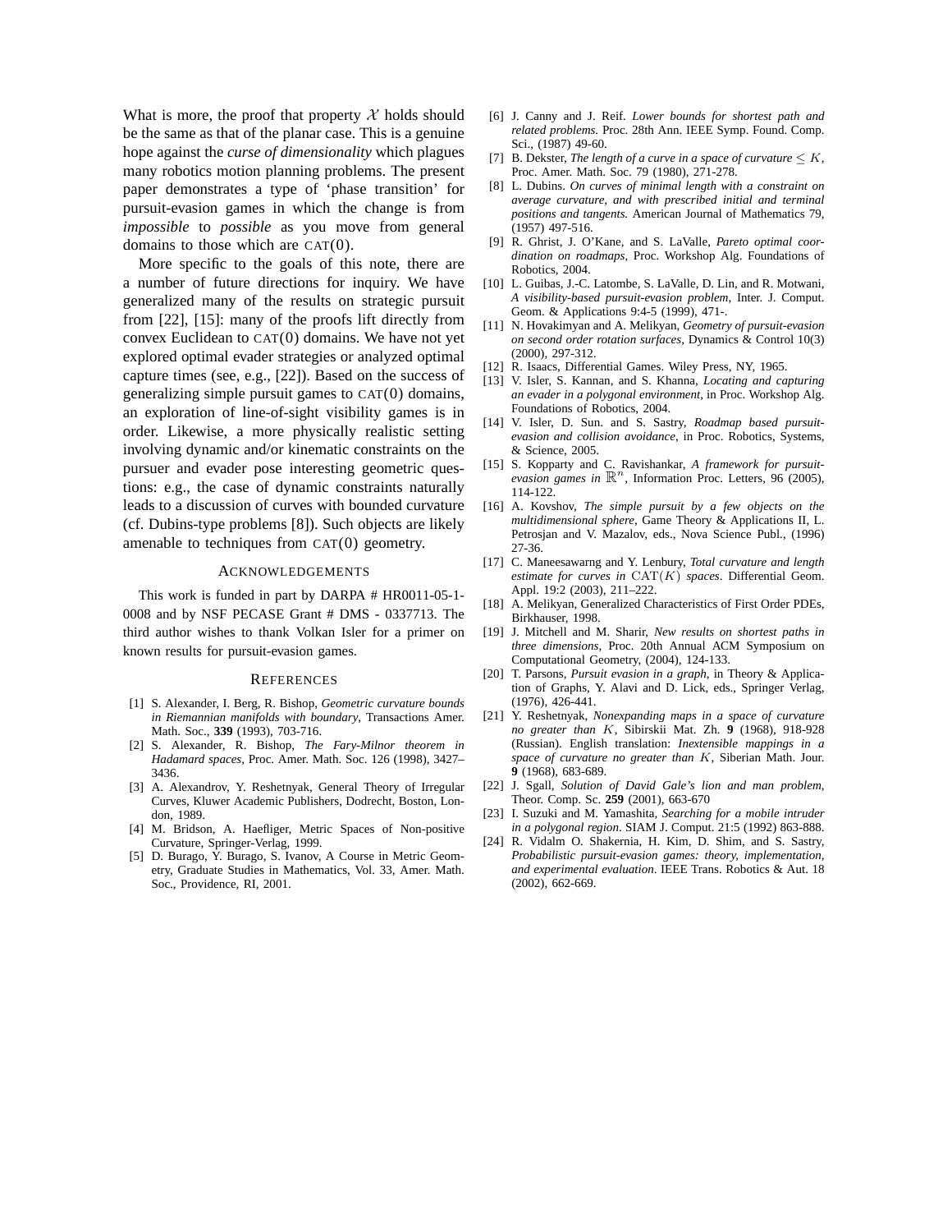What is more, the proof that property $\mathcal{X}$ holds should be the same as that of the planar case. This is a genuine hope against the *curse of dimensionality* which plagues many robotics motion planning problems. The present paper demonstrates a type of 'phase transition' for pursuit-evasion games in which the change is from *impossible* to *possible* as you move from general domains to those which are CAT(0).

More specific to the goals of this note, there are a number of future directions for inquiry. We have generalized many of the results on strategic pursuit from [22], [15]: many of the proofs lift directly from convex Euclidean to CAT(0) domains. We have not yet explored optimal evader strategies or analyzed optimal capture times (see, e.g., [22]). Based on the success of generalizing simple pursuit games to CAT(0) domains, an exploration of line-of-sight visibility games is in order. Likewise, a more physically realistic setting involving dynamic and/or kinematic constraints on the pursuer and evader pose interesting geometric questions: e.g., the case of dynamic constraints naturally leads to a discussion of curves with bounded curvature (cf. Dubins-type problems [8]). Such objects are likely amenable to techniques from CAT(0) geometry.

## Acknowledgements

This work is funded in part by DARPA # HR0011-05-1-0008 and by NSF PECASE Grant # DMS - 0337713. The third author wishes to thank Volkan Isler for a primer on known results for pursuit-evasion games.

## References

[1] S. Alexander, I. Berg, R. Bishop, *Geometric curvature bounds in Riemannian manifolds with boundary*, Transactions Amer. Math. Soc., **339** (1993), 703-716.

[2] S. Alexander, R. Bishop, *The Fary-Milnor theorem in Hadamard spaces*, Proc. Amer. Math. Soc. 126 (1998), 3427–3436.

[3] A. Alexandrov, Y. Reshetnyak, General Theory of Irregular Curves, Kluwer Academic Publishers, Dodrecht, Boston, London, 1989.

[4] M. Bridson, A. Haefliger, Metric Spaces of Non-positive Curvature, Springer-Verlag, 1999.

[5] D. Burago, Y. Burago, S. Ivanov, A Course in Metric Geometry, Graduate Studies in Mathematics, Vol. 33, Amer. Math. Soc., Providence, RI, 2001.

[6] J. Canny and J. Reif. *Lower bounds for shortest path and related problems.* Proc. 28th Ann. IEEE Symp. Found. Comp. Sci., (1987) 49-60.

[7] B. Dekster, *The length of a curve in a space of curvature $\leq K$*, Proc. Amer. Math. Soc. 79 (1980), 271-278.

[8] L. Dubins. *On curves of minimal length with a constraint on average curvature, and with prescribed initial and terminal positions and tangents.* American Journal of Mathematics 79, (1957) 497-516.

[9] R. Ghrist, J. O'Kane, and S. LaValle, *Pareto optimal coordination on roadmaps*, Proc. Workshop Alg. Foundations of Robotics, 2004.

[10] L. Guibas, J.-C. Latombe, S. LaValle, D. Lin, and R. Motwani, *A visibility-based pursuit-evasion problem*, Inter. J. Comput. Geom. & Applications 9:4-5 (1999), 471-.

[11] N. Hovakimyan and A. Melikyan, *Geometry of pursuit-evasion on second order rotation surfaces*, Dynamics & Control 10(3) (2000), 297-312.

[12] R. Isaacs, Differential Games. Wiley Press, NY, 1965.

[13] V. Isler, S. Kannan, and S. Khanna, *Locating and capturing an evader in a polygonal environment*, in Proc. Workshop Alg. Foundations of Robotics, 2004.

[14] V. Isler, D. Sun. and S. Sastry, *Roadmap based pursuit-evasion and collision avoidance*, in Proc. Robotics, Systems, & Science, 2005.

[15] S. Kopparty and C. Ravishankar, *A framework for pursuit-evasion games in $\mathbb{R}^n$*, Information Proc. Letters, 96 (2005), 114-122.

[16] A. Kovshov, *The simple pursuit by a few objects on the multidimensional sphere*, Game Theory & Applications II, L. Petrosjan and V. Mazalov, eds., Nova Science Publ., (1996) 27-36.

[17] C. Maneesawarng and Y. Lenbury, *Total curvature and length estimate for curves in $\mathrm{CAT}(K)$ spaces*. Differential Geom. Appl. 19:2 (2003), 211–222.

[18] A. Melikyan, Generalized Characteristics of First Order PDEs, Birkhauser, 1998.

[19] J. Mitchell and M. Sharir, *New results on shortest paths in three dimensions*, Proc. 20th Annual ACM Symposium on Computational Geometry, (2004), 124-133.

[20] T. Parsons, *Pursuit evasion in a graph*, in Theory & Application of Graphs, Y. Alavi and D. Lick, eds., Springer Verlag, (1976), 426-441.

[21] Y. Reshetnyak, *Nonexpanding maps in a space of curvature no greater than $K$*, Sibirskii Mat. Zh. **9** (1968), 918-928 (Russian). English translation: *Inextensible mappings in a space of curvature no greater than $K$*, Siberian Math. Jour. **9** (1968), 683-689.

[22] J. Sgall, *Solution of David Gale's lion and man problem*, Theor. Comp. Sc. **259** (2001), 663-670

[23] I. Suzuki and M. Yamashita, *Searching for a mobile intruder in a polygonal region*. SIAM J. Comput. 21:5 (1992) 863-888.

[24] R. Vidalm O. Shakernia, H. Kim, D. Shim, and S. Sastry, *Probabilistic pursuit-evasion games: theory, implementation, and experimental evaluation*. IEEE Trans. Robotics & Aut. 18 (2002), 662-669.